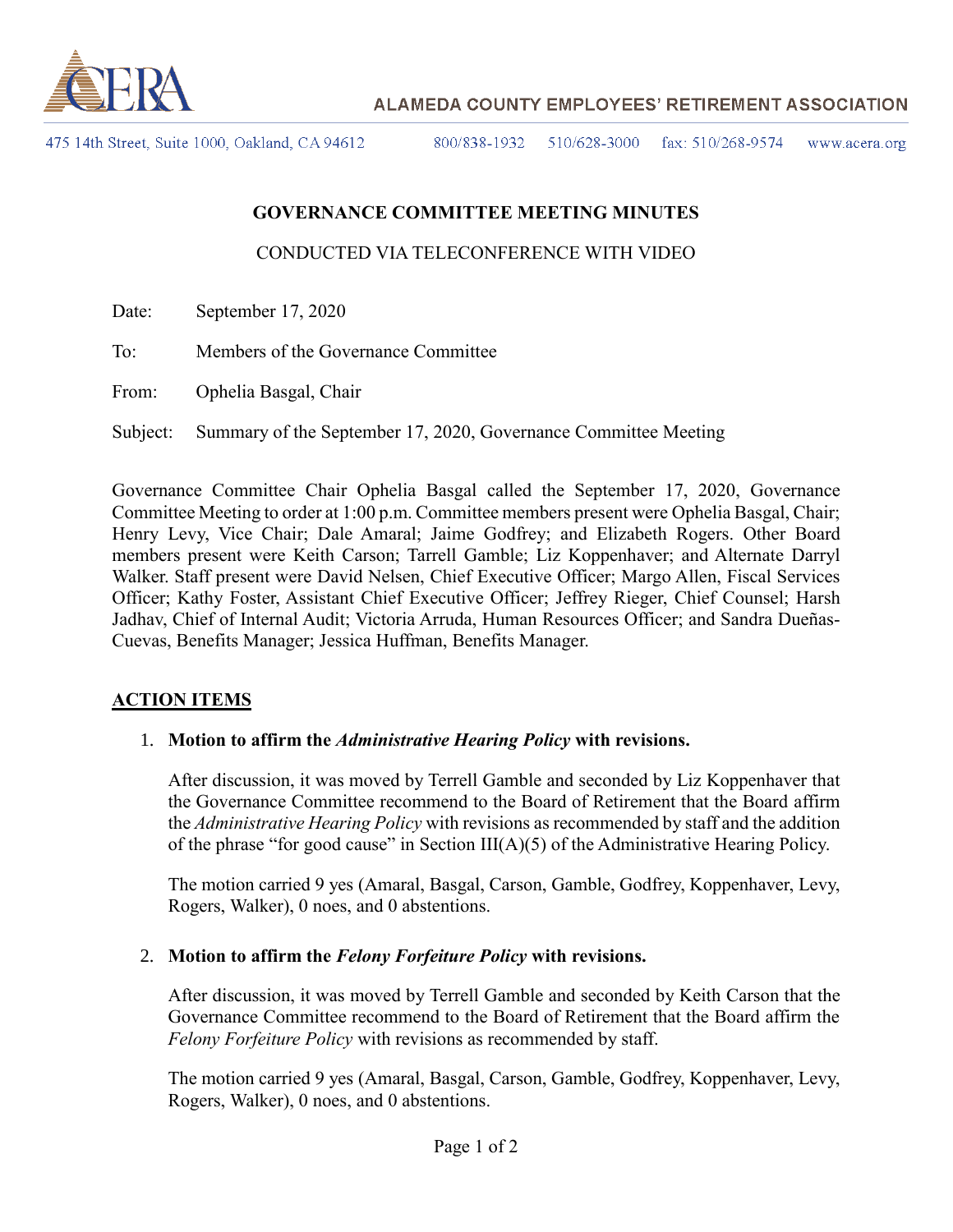ALAMEDA COUNTY EMPLOYEES' RETIREMENT ASSOCIATION

475 14th Street, Suite 1000, Oakland, CA 94612 800/838-1932 510/628-3000 fax: 510/268-9574 www.acera.org

# GOVERNANCE COMMITTEE MEETING MINUTES

CONDUCTED VIA TELECONFERENCE WITH VIDEO

Date: September 17, 2020

To: Members of the Governance Committee

From: Ophelia Basgal, Chair

Subject: Summary of the September 17, 2020, Governance Committee Meeting

Governance Committee Chair Ophelia Basgal called the September 17, 2020, Governance Committee Meeting to order at 1:00 p.m. Committee members present were Ophelia Basgal, Chair; Henry Levy, Vice Chair; Dale Amaral; Jaime Godfrey; and Elizabeth Rogers. Other Board members present were Keith Carson; Tarrell Gamble; Liz Koppenhaver; and Alternate Darryl Walker. Staff present were David Nelsen, Chief Executive Officer; Margo Allen, Fiscal Services Officer; Kathy Foster, Assistant Chief Executive Officer; Jeffrey Rieger, Chief Counsel; Harsh Jadhav, Chief of Internal Audit; Victoria Arruda, Human Resources Officer; and Sandra Dueñas-Cuevas, Benefits Manager; Jessica Huffman, Benefits Manager.

## ACTION ITEMS

1. **Motion to affirm the *Administrative Hearing Policy* with revisions.**

   After discussion, it was moved by Terrell Gamble and seconded by Liz Koppenhaver that the Governance Committee recommend to the Board of Retirement that the Board affirm the *Administrative Hearing Policy* with revisions as recommended by staff and the addition of the phrase "for good cause" in Section III(A)(5) of the Administrative Hearing Policy.

   The motion carried 9 yes (Amaral, Basgal, Carson, Gamble, Godfrey, Koppenhaver, Levy, Rogers, Walker), 0 noes, and 0 abstentions.

2. **Motion to affirm the *Felony Forfeiture Policy* with revisions.**

   After discussion, it was moved by Terrell Gamble and seconded by Keith Carson that the Governance Committee recommend to the Board of Retirement that the Board affirm the *Felony Forfeiture Policy* with revisions as recommended by staff.

   The motion carried 9 yes (Amaral, Basgal, Carson, Gamble, Godfrey, Koppenhaver, Levy, Rogers, Walker), 0 noes, and 0 abstentions.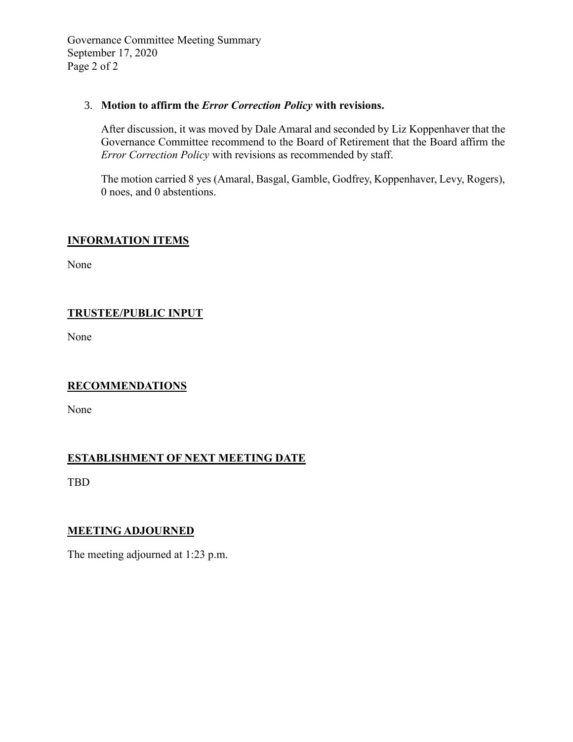3. **Motion to affirm the *Error Correction Policy* with revisions.**

   After discussion, it was moved by Dale Amaral and seconded by Liz Koppenhaver that the Governance Committee recommend to the Board of Retirement that the Board affirm the *Error Correction Policy* with revisions as recommended by staff.

   The motion carried 8 yes (Amaral, Basgal, Gamble, Godfrey, Koppenhaver, Levy, Rogers), 0 noes, and 0 abstentions.

## INFORMATION ITEMS

None

## TRUSTEE/PUBLIC INPUT

None

## RECOMMENDATIONS

None

## ESTABLISHMENT OF NEXT MEETING DATE

TBD

## MEETING ADJOURNED

The meeting adjourned at 1:23 p.m.